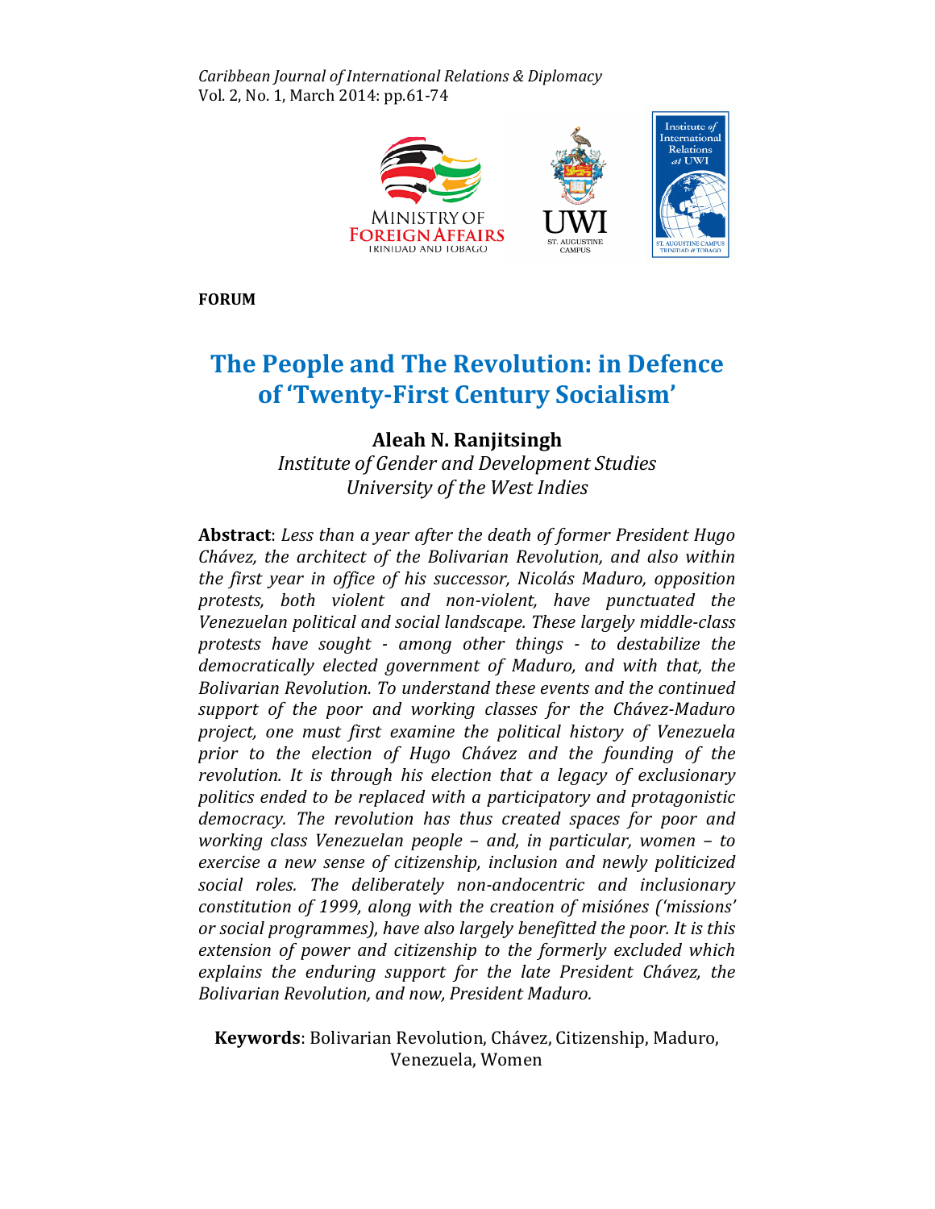Caribbean Journal of International Relations & Diplomacy
Vol. 2, No. 1, March 2014: pp.61-74

**FORUM**

# The People and The Revolution: in Defence of 'Twenty-First Century Socialism'

**Aleah N. Ranjitsingh**
*Institute of Gender and Development Studies*
*University of the West Indies*

**Abstract**: *Less than a year after the death of former President Hugo Chávez, the architect of the Bolivarian Revolution, and also within the first year in office of his successor, Nicolás Maduro, opposition protests, both violent and non-violent, have punctuated the Venezuelan political and social landscape. These largely middle-class protests have sought - among other things - to destabilize the democratically elected government of Maduro, and with that, the Bolivarian Revolution. To understand these events and the continued support of the poor and working classes for the Chávez-Maduro project, one must first examine the political history of Venezuela prior to the election of Hugo Chávez and the founding of the revolution. It is through his election that a legacy of exclusionary politics ended to be replaced with a participatory and protagonistic democracy. The revolution has thus created spaces for poor and working class Venezuelan people – and, in particular, women – to exercise a new sense of citizenship, inclusion and newly politicized social roles. The deliberately non-andocentric and inclusionary constitution of 1999, along with the creation of misiónes ('missions' or social programmes), have also largely benefitted the poor. It is this extension of power and citizenship to the formerly excluded which explains the enduring support for the late President Chávez, the Bolivarian Revolution, and now, President Maduro.*

**Keywords**: Bolivarian Revolution, Chávez, Citizenship, Maduro, Venezuela, Women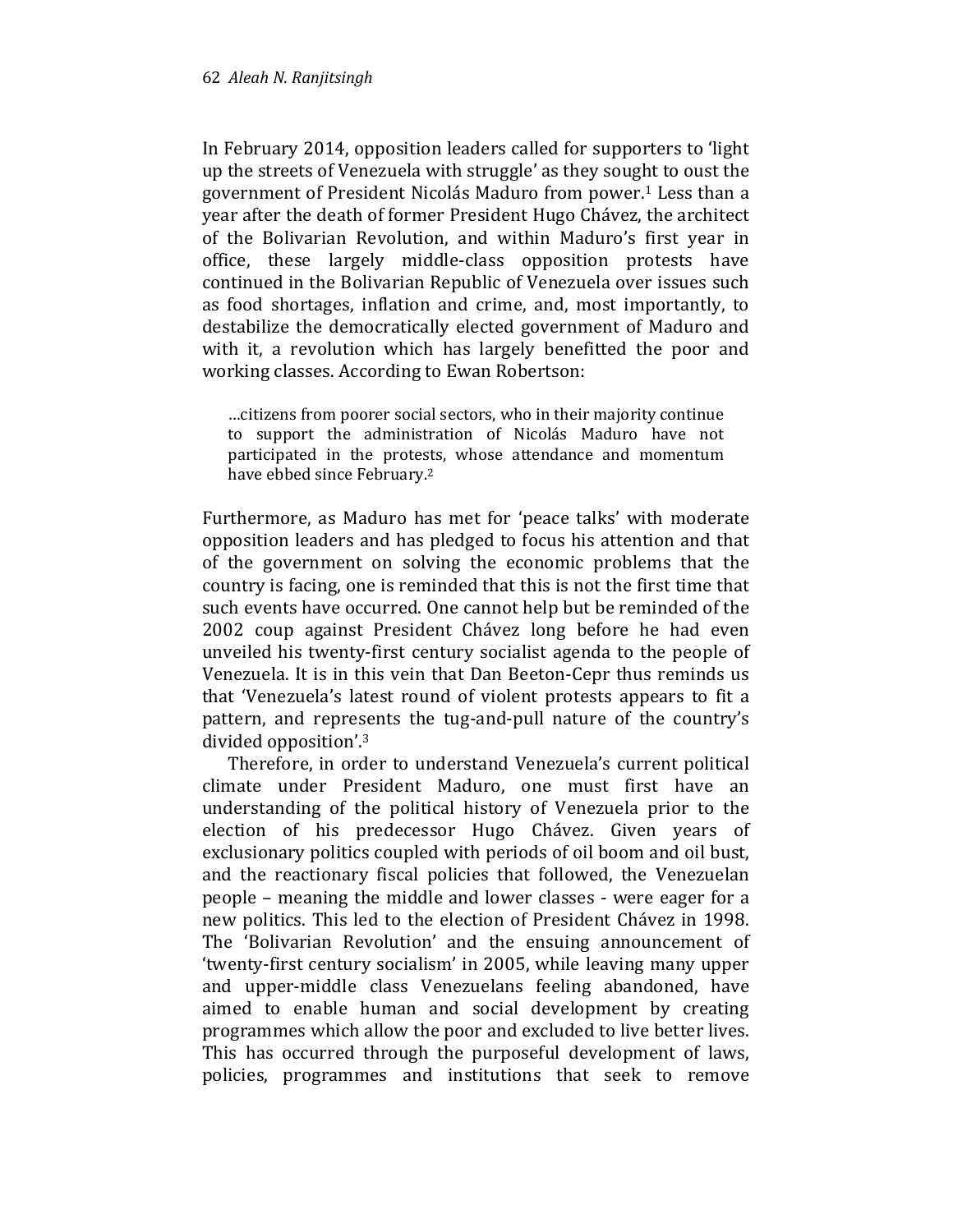In February 2014, opposition leaders called for supporters to 'light up the streets of Venezuela with struggle' as they sought to oust the government of President Nicolás Maduro from power.[1] Less than a year after the death of former President Hugo Chávez, the architect of the Bolivarian Revolution, and within Maduro's first year in office, these largely middle-class opposition protests have continued in the Bolivarian Republic of Venezuela over issues such as food shortages, inflation and crime, and, most importantly, to destabilize the democratically elected government of Maduro and with it, a revolution which has largely benefitted the poor and working classes. According to Ewan Robertson:

> …citizens from poorer social sectors, who in their majority continue to support the administration of Nicolás Maduro have not participated in the protests, whose attendance and momentum have ebbed since February.[2]

Furthermore, as Maduro has met for 'peace talks' with moderate opposition leaders and has pledged to focus his attention and that of the government on solving the economic problems that the country is facing, one is reminded that this is not the first time that such events have occurred. One cannot help but be reminded of the 2002 coup against President Chávez long before he had even unveiled his twenty-first century socialist agenda to the people of Venezuela. It is in this vein that Dan Beeton-Cepr thus reminds us that 'Venezuela's latest round of violent protests appears to fit a pattern, and represents the tug-and-pull nature of the country's divided opposition'.[3]

Therefore, in order to understand Venezuela's current political climate under President Maduro, one must first have an understanding of the political history of Venezuela prior to the election of his predecessor Hugo Chávez. Given years of exclusionary politics coupled with periods of oil boom and oil bust, and the reactionary fiscal policies that followed, the Venezuelan people – meaning the middle and lower classes - were eager for a new politics. This led to the election of President Chávez in 1998. The 'Bolivarian Revolution' and the ensuing announcement of 'twenty-first century socialism' in 2005, while leaving many upper and upper-middle class Venezuelans feeling abandoned, have aimed to enable human and social development by creating programmes which allow the poor and excluded to live better lives. This has occurred through the purposeful development of laws, policies, programmes and institutions that seek to remove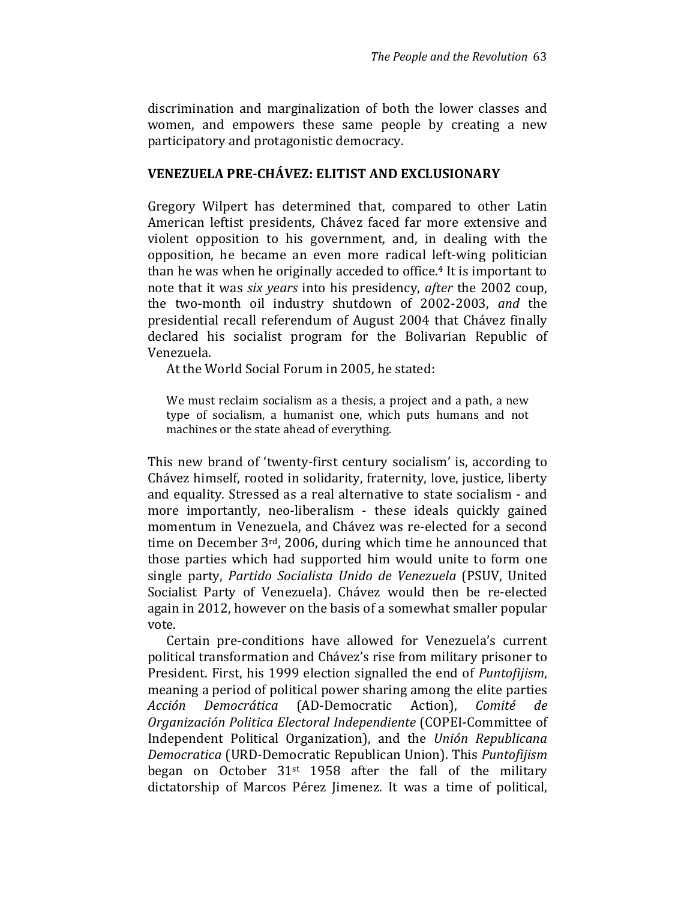discrimination and marginalization of both the lower classes and women, and empowers these same people by creating a new participatory and protagonistic democracy.

## VENEZUELA PRE-CHÁVEZ: ELITIST AND EXCLUSIONARY

Gregory Wilpert has determined that, compared to other Latin American leftist presidents, Chávez faced far more extensive and violent opposition to his government, and, in dealing with the opposition, he became an even more radical left-wing politician than he was when he originally acceded to office.[4] It is important to note that it was *six years* into his presidency, *after* the 2002 coup, the two-month oil industry shutdown of 2002-2003, *and* the presidential recall referendum of August 2004 that Chávez finally declared his socialist program for the Bolivarian Republic of Venezuela.

At the World Social Forum in 2005, he stated:

> We must reclaim socialism as a thesis, a project and a path, a new type of socialism, a humanist one, which puts humans and not machines or the state ahead of everything.

This new brand of 'twenty-first century socialism' is, according to Chávez himself, rooted in solidarity, fraternity, love, justice, liberty and equality. Stressed as a real alternative to state socialism - and more importantly, neo-liberalism - these ideals quickly gained momentum in Venezuela, and Chávez was re-elected for a second time on December 3rd, 2006, during which time he announced that those parties which had supported him would unite to form one single party, *Partido Socialista Unido de Venezuela* (PSUV, United Socialist Party of Venezuela). Chávez would then be re-elected again in 2012, however on the basis of a somewhat smaller popular vote.

Certain pre-conditions have allowed for Venezuela's current political transformation and Chávez's rise from military prisoner to President. First, his 1999 election signalled the end of *Puntofijismo*, meaning a period of political power sharing among the elite parties *Acción Democrática* (AD-Democratic Action), *Comité de Organización Politica Electoral Independiente* (COPEI-Committee of Independent Political Organization), and the *Unión Republicana Democratica* (URD-Democratic Republican Union). This *Puntofijismo* began on October 31st 1958 after the fall of the military dictatorship of Marcos Pérez Jimenez. It was a time of political,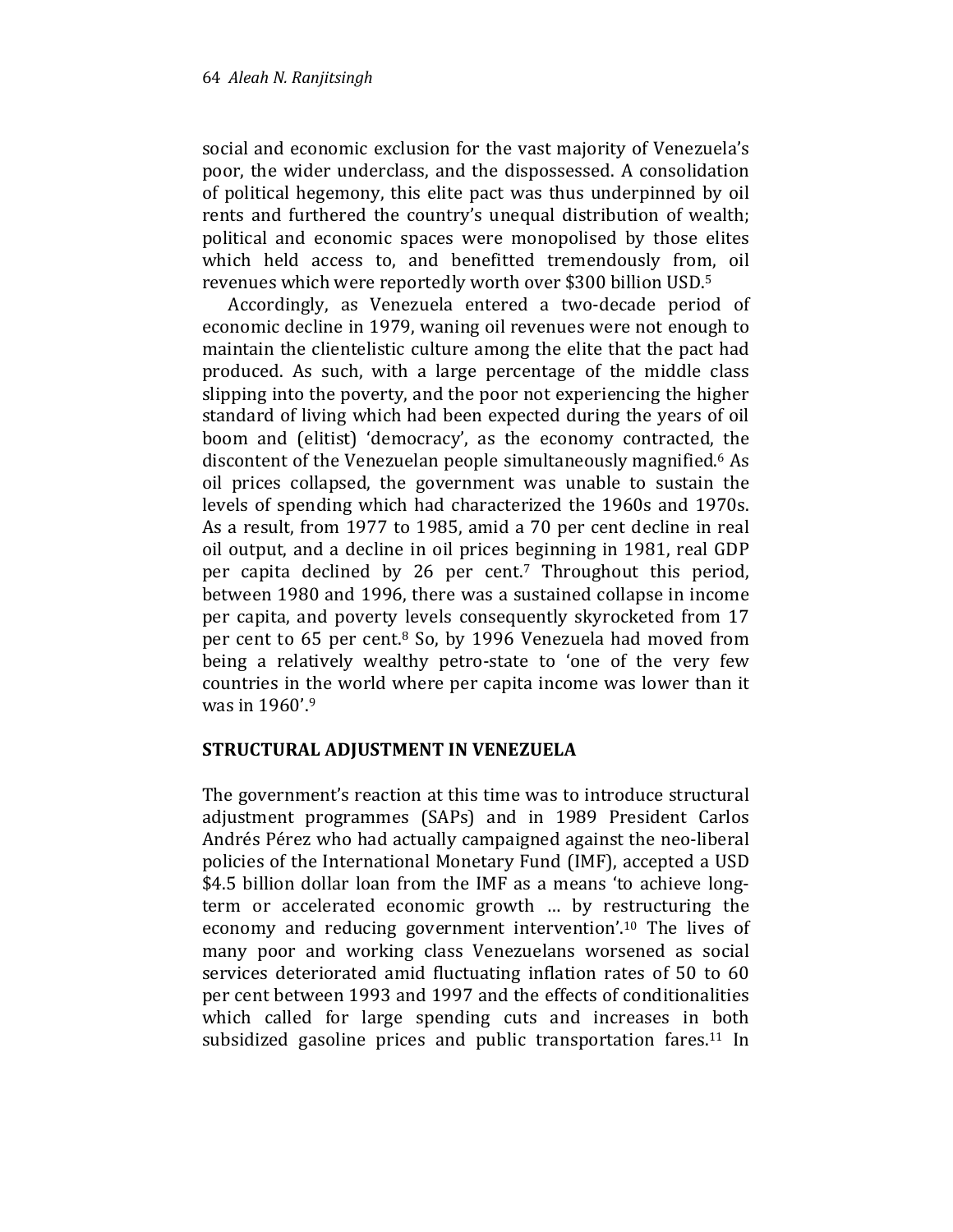social and economic exclusion for the vast majority of Venezuela's poor, the wider underclass, and the dispossessed. A consolidation of political hegemony, this elite pact was thus underpinned by oil rents and furthered the country's unequal distribution of wealth; political and economic spaces were monopolised by those elites which held access to, and benefitted tremendously from, oil revenues which were reportedly worth over $300 billion USD.[5]

Accordingly, as Venezuela entered a two-decade period of economic decline in 1979, waning oil revenues were not enough to maintain the clientelistic culture among the elite that the pact had produced. As such, with a large percentage of the middle class slipping into the poverty, and the poor not experiencing the higher standard of living which had been expected during the years of oil boom and (elitist) 'democracy', as the economy contracted, the discontent of the Venezuelan people simultaneously magnified.[6] As oil prices collapsed, the government was unable to sustain the levels of spending which had characterized the 1960s and 1970s. As a result, from 1977 to 1985, amid a 70 per cent decline in real oil output, and a decline in oil prices beginning in 1981, real GDP per capita declined by 26 per cent.[7] Throughout this period, between 1980 and 1996, there was a sustained collapse in income per capita, and poverty levels consequently skyrocketed from 17 per cent to 65 per cent.[8] So, by 1996 Venezuela had moved from being a relatively wealthy petro-state to 'one of the very few countries in the world where per capita income was lower than it was in 1960'.[9]

## STRUCTURAL ADJUSTMENT IN VENEZUELA

The government's reaction at this time was to introduce structural adjustment programmes (SAPs) and in 1989 President Carlos Andrés Pérez who had actually campaigned against the neo-liberal policies of the International Monetary Fund (IMF), accepted a USD $4.5 billion dollar loan from the IMF as a means 'to achieve long-term or accelerated economic growth … by restructuring the economy and reducing government intervention'.[10] The lives of many poor and working class Venezuelans worsened as social services deteriorated amid fluctuating inflation rates of 50 to 60 per cent between 1993 and 1997 and the effects of conditionalities which called for large spending cuts and increases in both subsidized gasoline prices and public transportation fares.[11] In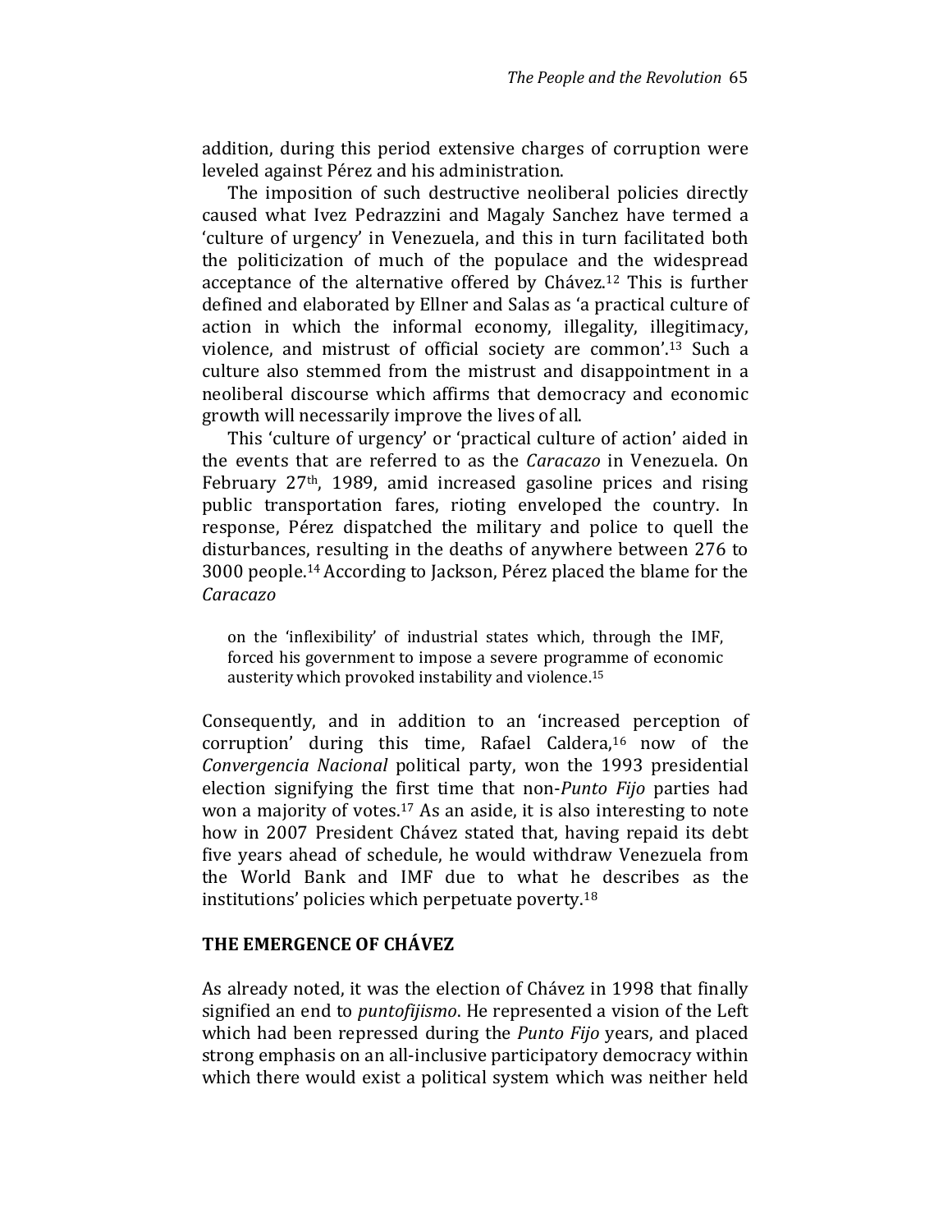addition, during this period extensive charges of corruption were leveled against Pérez and his administration.

The imposition of such destructive neoliberal policies directly caused what Ivez Pedrazzini and Magaly Sanchez have termed a 'culture of urgency' in Venezuela, and this in turn facilitated both the politicization of much of the populace and the widespread acceptance of the alternative offered by Chávez.[12] This is further defined and elaborated by Ellner and Salas as 'a practical culture of action in which the informal economy, illegality, illegitimacy, violence, and mistrust of official society are common'.[13] Such a culture also stemmed from the mistrust and disappointment in a neoliberal discourse which affirms that democracy and economic growth will necessarily improve the lives of all.

This 'culture of urgency' or 'practical culture of action' aided in the events that are referred to as the *Caracazo* in Venezuela. On February 27th, 1989, amid increased gasoline prices and rising public transportation fares, rioting enveloped the country. In response, Pérez dispatched the military and police to quell the disturbances, resulting in the deaths of anywhere between 276 to 3000 people.[14] According to Jackson, Pérez placed the blame for the *Caracazo*

> on the 'inflexibility' of industrial states which, through the IMF, forced his government to impose a severe programme of economic austerity which provoked instability and violence.[15]

Consequently, and in addition to an 'increased perception of corruption' during this time, Rafael Caldera,[16] now of the *Convergencia Nacional* political party, won the 1993 presidential election signifying the first time that non-*Punto Fijo* parties had won a majority of votes.[17] As an aside, it is also interesting to note how in 2007 President Chávez stated that, having repaid its debt five years ahead of schedule, he would withdraw Venezuela from the World Bank and IMF due to what he describes as the institutions' policies which perpetuate poverty.[18]

## THE EMERGENCE OF CHÁVEZ

As already noted, it was the election of Chávez in 1998 that finally signified an end to *puntofijismo*. He represented a vision of the Left which had been repressed during the *Punto Fijo* years, and placed strong emphasis on an all-inclusive participatory democracy within which there would exist a political system which was neither held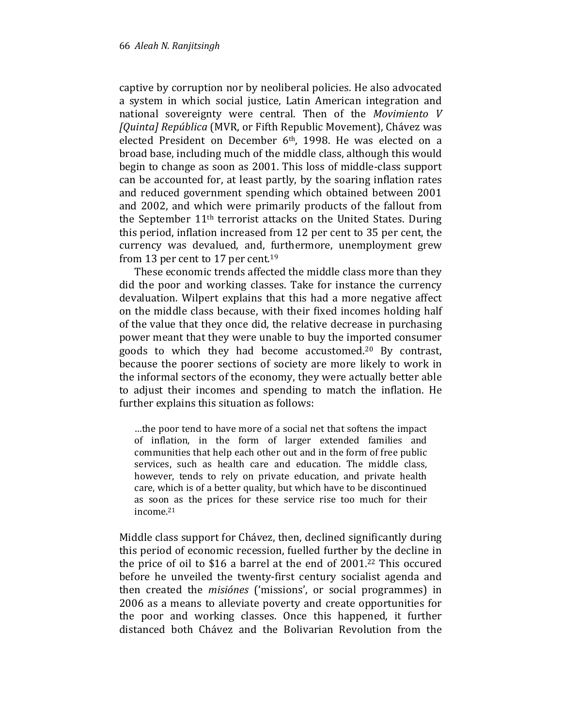captive by corruption nor by neoliberal policies. He also advocated a system in which social justice, Latin American integration and national sovereignty were central. Then of the *Movimiento V [Quinta] República* (MVR, or Fifth Republic Movement), Chávez was elected President on December 6th, 1998. He was elected on a broad base, including much of the middle class, although this would begin to change as soon as 2001. This loss of middle-class support can be accounted for, at least partly, by the soaring inflation rates and reduced government spending which obtained between 2001 and 2002, and which were primarily products of the fallout from the September 11th terrorist attacks on the United States. During this period, inflation increased from 12 per cent to 35 per cent, the currency was devalued, and, furthermore, unemployment grew from 13 per cent to 17 per cent.[19]

These economic trends affected the middle class more than they did the poor and working classes. Take for instance the currency devaluation. Wilpert explains that this had a more negative affect on the middle class because, with their fixed incomes holding half of the value that they once did, the relative decrease in purchasing power meant that they were unable to buy the imported consumer goods to which they had become accustomed.[20] By contrast, because the poorer sections of society are more likely to work in the informal sectors of the economy, they were actually better able to adjust their incomes and spending to match the inflation. He further explains this situation as follows:

> …the poor tend to have more of a social net that softens the impact of inflation, in the form of larger extended families and communities that help each other out and in the form of free public services, such as health care and education. The middle class, however, tends to rely on private education, and private health care, which is of a better quality, but which have to be discontinued as soon as the prices for these service rise too much for their income.[21]

Middle class support for Chávez, then, declined significantly during this period of economic recession, fuelled further by the decline in the price of oil to $16 a barrel at the end of 2001.[22] This occured before he unveiled the twenty-first century socialist agenda and then created the *misiónes* ('missions', or social programmes) in 2006 as a means to alleviate poverty and create opportunities for the poor and working classes. Once this happened, it further distanced both Chávez and the Bolivarian Revolution from the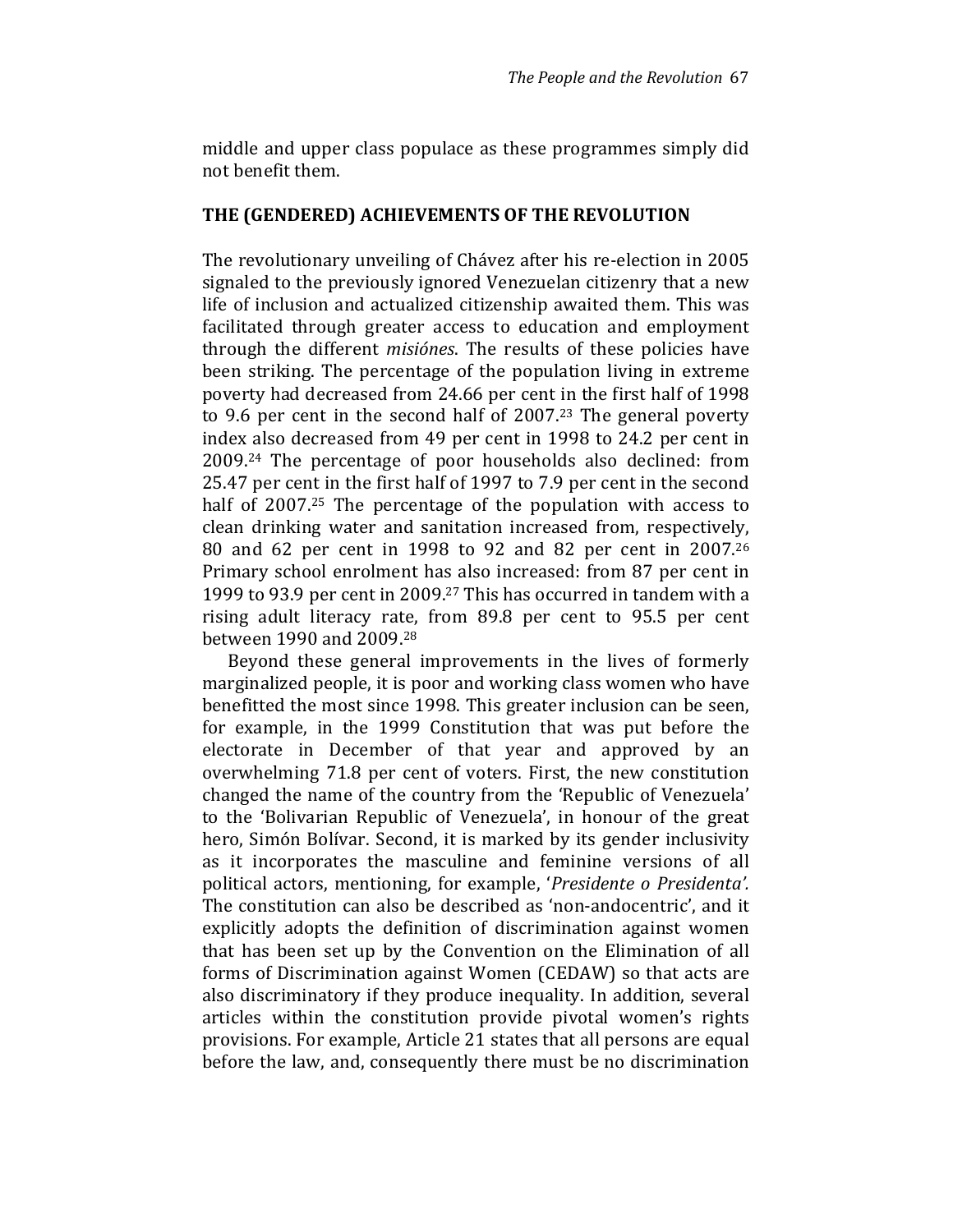middle and upper class populace as these programmes simply did not benefit them.

## THE (GENDERED) ACHIEVEMENTS OF THE REVOLUTION

The revolutionary unveiling of Chávez after his re-election in 2005 signaled to the previously ignored Venezuelan citizenry that a new life of inclusion and actualized citizenship awaited them. This was facilitated through greater access to education and employment through the different *misiónes*. The results of these policies have been striking. The percentage of the population living in extreme poverty had decreased from 24.66 per cent in the first half of 1998 to 9.6 per cent in the second half of 2007.[23] The general poverty index also decreased from 49 per cent in 1998 to 24.2 per cent in 2009.[24] The percentage of poor households also declined: from 25.47 per cent in the first half of 1997 to 7.9 per cent in the second half of 2007.[25] The percentage of the population with access to clean drinking water and sanitation increased from, respectively, 80 and 62 per cent in 1998 to 92 and 82 per cent in 2007.[26] Primary school enrolment has also increased: from 87 per cent in 1999 to 93.9 per cent in 2009.[27] This has occurred in tandem with a rising adult literacy rate, from 89.8 per cent to 95.5 per cent between 1990 and 2009.[28]

Beyond these general improvements in the lives of formerly marginalized people, it is poor and working class women who have benefitted the most since 1998. This greater inclusion can be seen, for example, in the 1999 Constitution that was put before the electorate in December of that year and approved by an overwhelming 71.8 per cent of voters. First, the new constitution changed the name of the country from the 'Republic of Venezuela' to the 'Bolivarian Republic of Venezuela', in honour of the great hero, Simón Bolívar. Second, it is marked by its gender inclusivity as it incorporates the masculine and feminine versions of all political actors, mentioning, for example, '*Presidente o Presidenta'.* The constitution can also be described as 'non-andocentric', and it explicitly adopts the definition of discrimination against women that has been set up by the Convention on the Elimination of all forms of Discrimination against Women (CEDAW) so that acts are also discriminatory if they produce inequality. In addition, several articles within the constitution provide pivotal women's rights provisions. For example, Article 21 states that all persons are equal before the law, and, consequently there must be no discrimination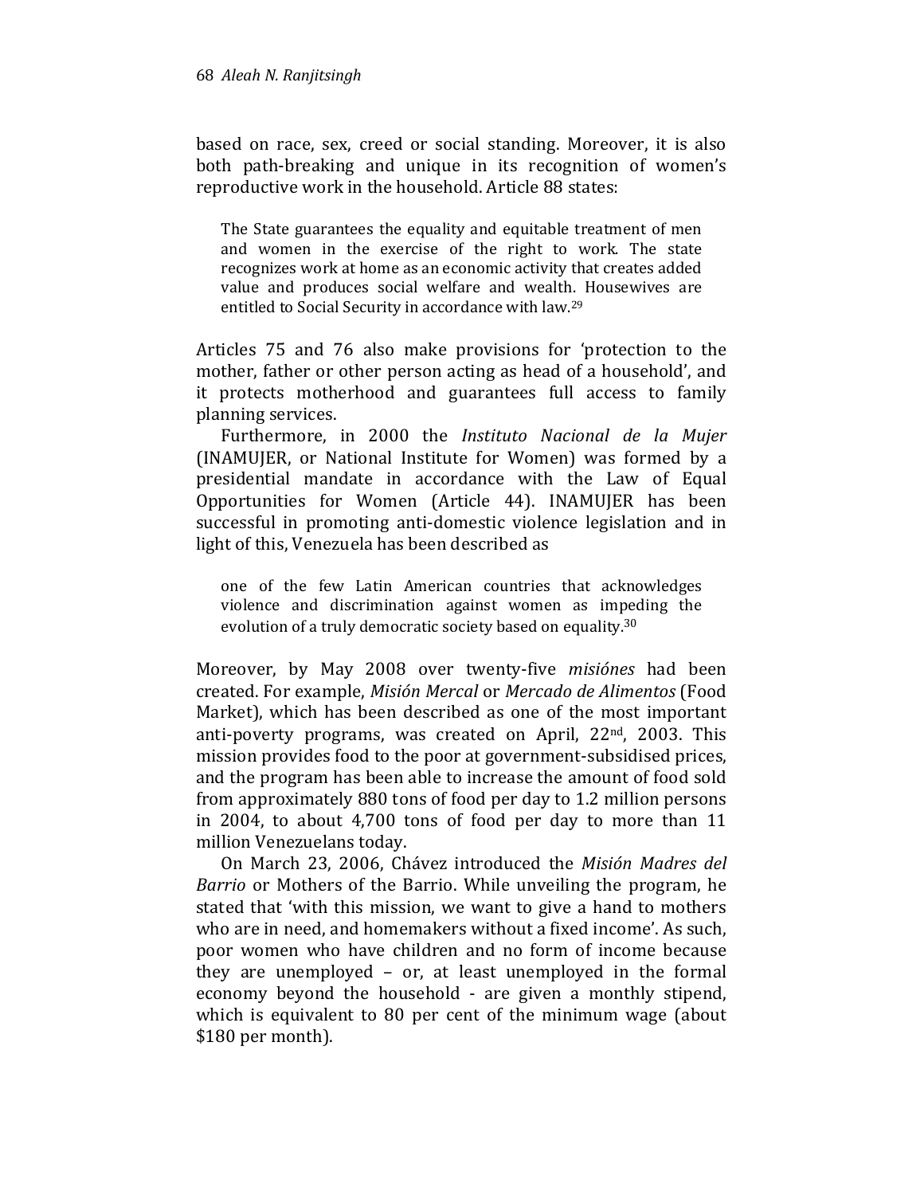based on race, sex, creed or social standing. Moreover, it is also both path-breaking and unique in its recognition of women's reproductive work in the household. Article 88 states:

> The State guarantees the equality and equitable treatment of men and women in the exercise of the right to work. The state recognizes work at home as an economic activity that creates added value and produces social welfare and wealth. Housewives are entitled to Social Security in accordance with law.[29]

Articles 75 and 76 also make provisions for 'protection to the mother, father or other person acting as head of a household', and it protects motherhood and guarantees full access to family planning services.

Furthermore, in 2000 the *Instituto Nacional de la Mujer* (INAMUJER, or National Institute for Women) was formed by a presidential mandate in accordance with the Law of Equal Opportunities for Women (Article 44). INAMUJER has been successful in promoting anti-domestic violence legislation and in light of this, Venezuela has been described as

> one of the few Latin American countries that acknowledges violence and discrimination against women as impeding the evolution of a truly democratic society based on equality.[30]

Moreover, by May 2008 over twenty-five *misiónes* had been created. For example, *Misión Mercal* or *Mercado de Alimentos* (Food Market), which has been described as one of the most important anti-poverty programs, was created on April, 22nd, 2003. This mission provides food to the poor at government-subsidised prices, and the program has been able to increase the amount of food sold from approximately 880 tons of food per day to 1.2 million persons in 2004, to about 4,700 tons of food per day to more than 11 million Venezuelans today.

On March 23, 2006, Chávez introduced the *Misión Madres del Barrio* or Mothers of the Barrio. While unveiling the program, he stated that 'with this mission, we want to give a hand to mothers who are in need, and homemakers without a fixed income'. As such, poor women who have children and no form of income because they are unemployed – or, at least unemployed in the formal economy beyond the household - are given a monthly stipend, which is equivalent to 80 per cent of the minimum wage (about \$180 per month).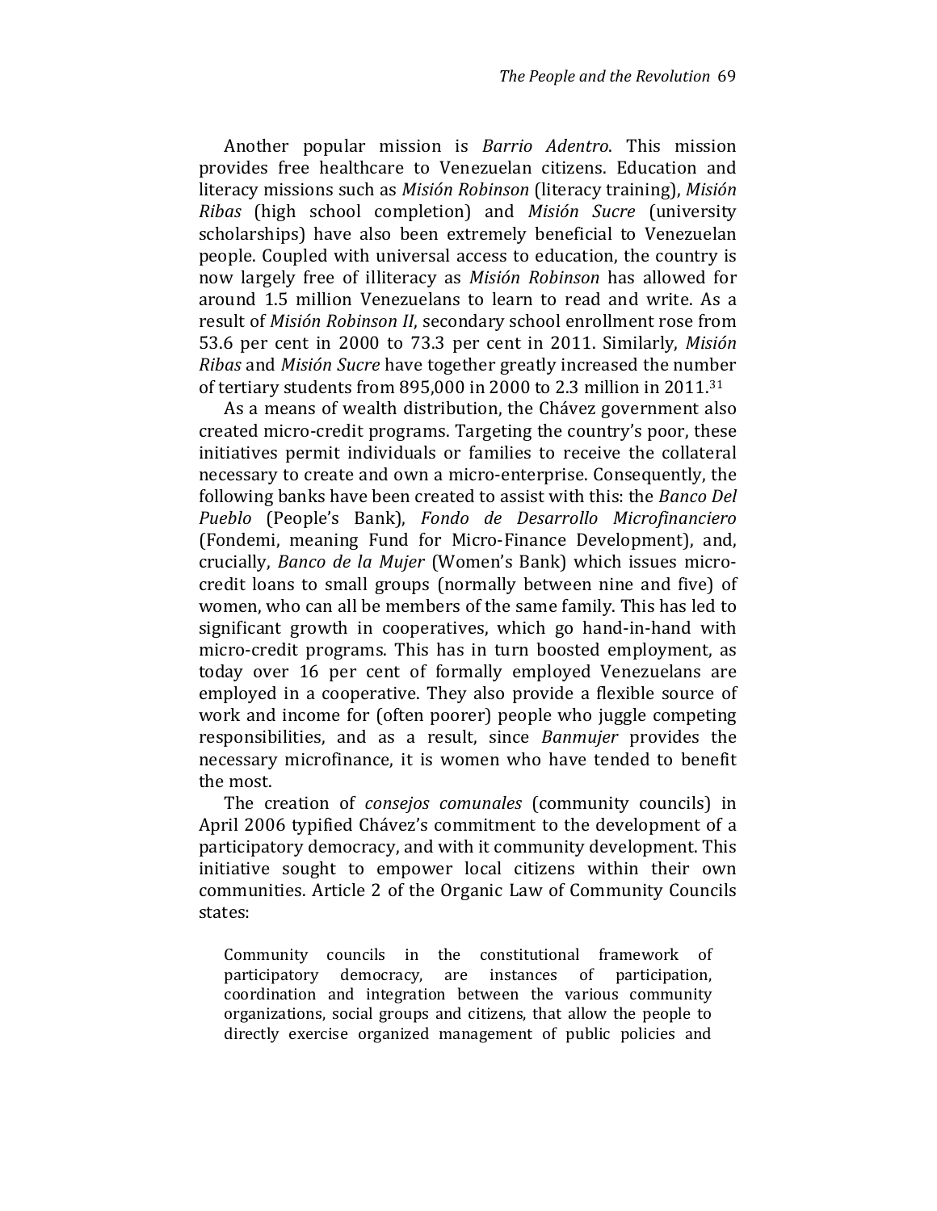Another popular mission is *Barrio Adentro*. This mission provides free healthcare to Venezuelan citizens. Education and literacy missions such as *Misión Robinson* (literacy training), *Misión Ribas* (high school completion) and *Misión Sucre* (university scholarships) have also been extremely beneficial to Venezuelan people. Coupled with universal access to education, the country is now largely free of illiteracy as *Misión Robinson* has allowed for around 1.5 million Venezuelans to learn to read and write. As a result of *Misión Robinson II*, secondary school enrollment rose from 53.6 per cent in 2000 to 73.3 per cent in 2011. Similarly, *Misión Ribas* and *Misión Sucre* have together greatly increased the number of tertiary students from 895,000 in 2000 to 2.3 million in 2011.[31]

As a means of wealth distribution, the Chávez government also created micro-credit programs. Targeting the country's poor, these initiatives permit individuals or families to receive the collateral necessary to create and own a micro-enterprise. Consequently, the following banks have been created to assist with this: the *Banco Del Pueblo* (People's Bank), *Fondo de Desarrollo Microfinanciero* (Fondemi, meaning Fund for Micro-Finance Development), and, crucially, *Banco de la Mujer* (Women's Bank) which issues micro-credit loans to small groups (normally between nine and five) of women, who can all be members of the same family. This has led to significant growth in cooperatives, which go hand-in-hand with micro-credit programs. This has in turn boosted employment, as today over 16 per cent of formally employed Venezuelans are employed in a cooperative. They also provide a flexible source of work and income for (often poorer) people who juggle competing responsibilities, and as a result, since *Banmujer* provides the necessary microfinance, it is women who have tended to benefit the most.

The creation of *consejos comunales* (community councils) in April 2006 typified Chávez's commitment to the development of a participatory democracy, and with it community development. This initiative sought to empower local citizens within their own communities. Article 2 of the Organic Law of Community Councils states:

> Community councils in the constitutional framework of participatory democracy, are instances of participation, coordination and integration between the various community organizations, social groups and citizens, that allow the people to directly exercise organized management of public policies and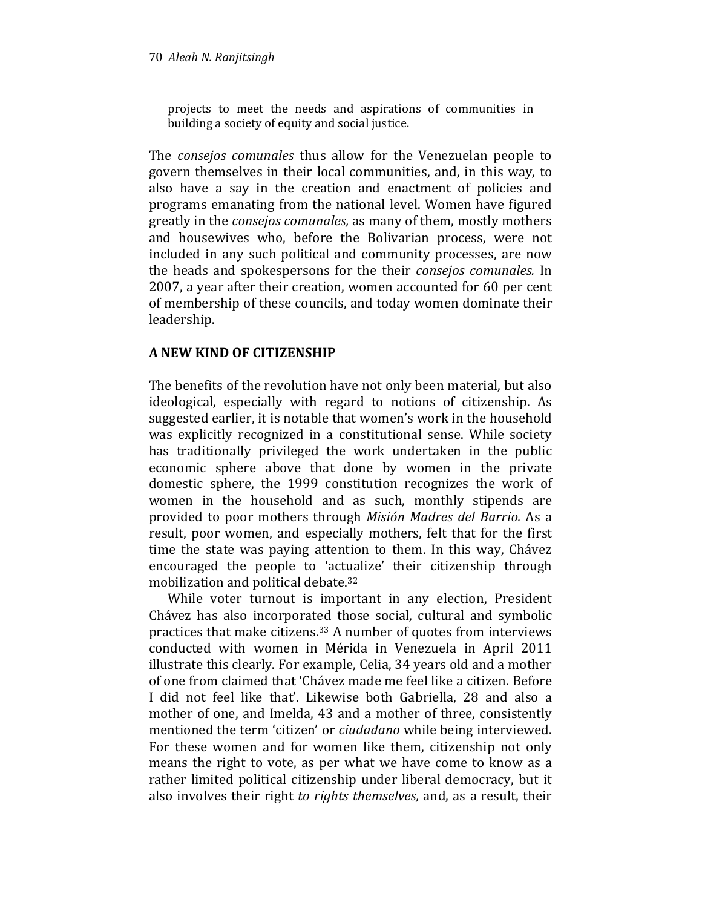projects to meet the needs and aspirations of communities in building a society of equity and social justice.

The *consejos comunales* thus allow for the Venezuelan people to govern themselves in their local communities, and, in this way, to also have a say in the creation and enactment of policies and programs emanating from the national level. Women have figured greatly in the *consejos comunales,* as many of them, mostly mothers and housewives who, before the Bolivarian process, were not included in any such political and community processes, are now the heads and spokespersons for the their *consejos comunales.* In 2007, a year after their creation, women accounted for 60 per cent of membership of these councils, and today women dominate their leadership.

## A NEW KIND OF CITIZENSHIP

The benefits of the revolution have not only been material, but also ideological, especially with regard to notions of citizenship. As suggested earlier, it is notable that women's work in the household was explicitly recognized in a constitutional sense. While society has traditionally privileged the work undertaken in the public economic sphere above that done by women in the private domestic sphere, the 1999 constitution recognizes the work of women in the household and as such, monthly stipends are provided to poor mothers through *Misión Madres del Barrio.* As a result, poor women, and especially mothers, felt that for the first time the state was paying attention to them. In this way, Chávez encouraged the people to 'actualize' their citizenship through mobilization and political debate.[32]

While voter turnout is important in any election, President Chávez has also incorporated those social, cultural and symbolic practices that make citizens.[33] A number of quotes from interviews conducted with women in Mérida in Venezuela in April 2011 illustrate this clearly. For example, Celia, 34 years old and a mother of one from claimed that 'Chávez made me feel like a citizen. Before I did not feel like that'. Likewise both Gabriella, 28 and also a mother of one, and Imelda, 43 and a mother of three, consistently mentioned the term 'citizen' or *ciudadano* while being interviewed. For these women and for women like them, citizenship not only means the right to vote, as per what we have come to know as a rather limited political citizenship under liberal democracy, but it also involves their right *to rights themselves,* and, as a result, their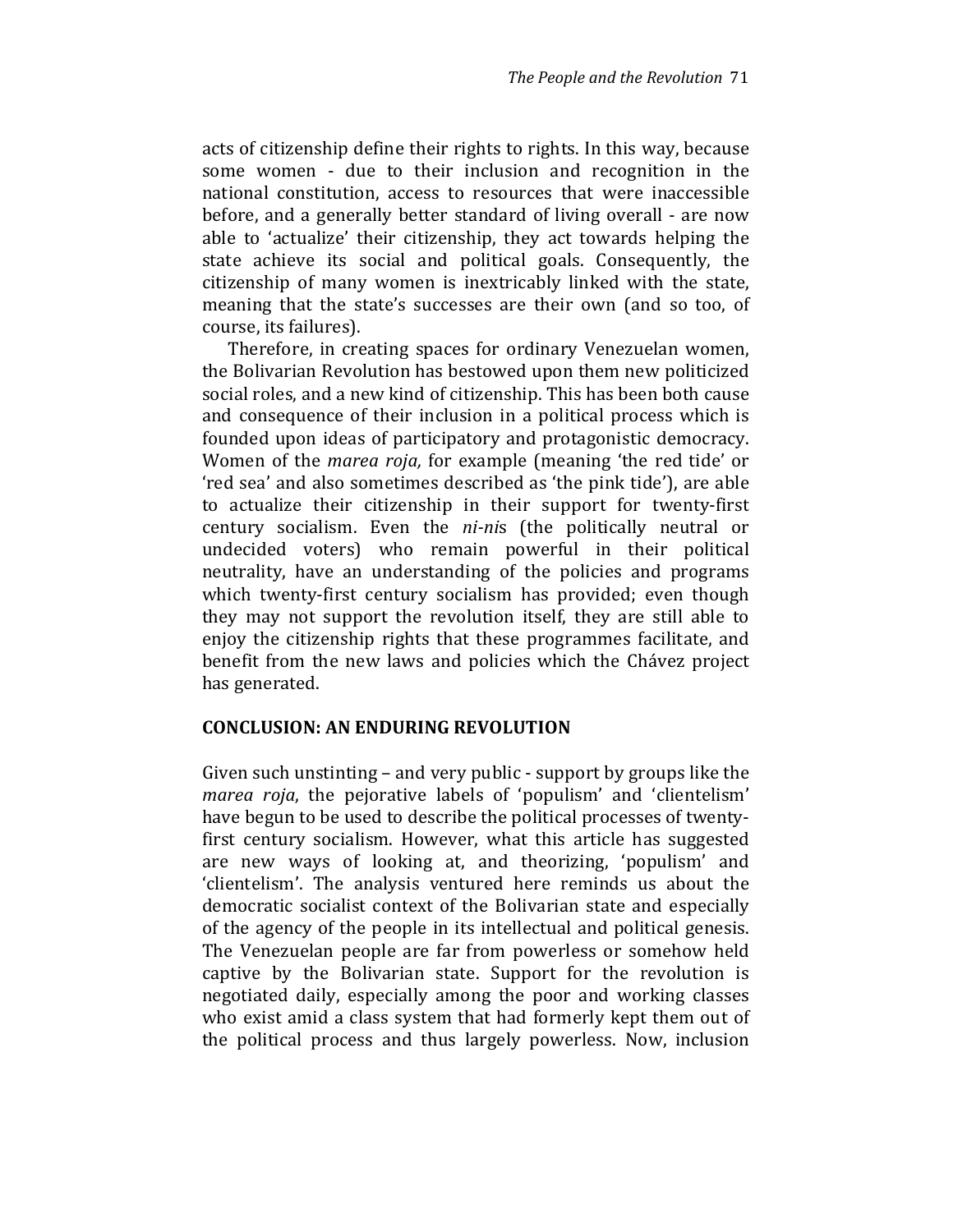acts of citizenship define their rights to rights. In this way, because some women - due to their inclusion and recognition in the national constitution, access to resources that were inaccessible before, and a generally better standard of living overall - are now able to 'actualize' their citizenship, they act towards helping the state achieve its social and political goals. Consequently, the citizenship of many women is inextricably linked with the state, meaning that the state's successes are their own (and so too, of course, its failures).

Therefore, in creating spaces for ordinary Venezuelan women, the Bolivarian Revolution has bestowed upon them new politicized social roles, and a new kind of citizenship. This has been both cause and consequence of their inclusion in a political process which is founded upon ideas of participatory and protagonistic democracy. Women of the *marea roja,* for example (meaning 'the red tide' or 'red sea' and also sometimes described as 'the pink tide'), are able to actualize their citizenship in their support for twenty-first century socialism. Even the *ni-ni*s (the politically neutral or undecided voters) who remain powerful in their political neutrality, have an understanding of the policies and programs which twenty-first century socialism has provided; even though they may not support the revolution itself, they are still able to enjoy the citizenship rights that these programmes facilitate, and benefit from the new laws and policies which the Chávez project has generated.

## CONCLUSION: AN ENDURING REVOLUTION

Given such unstinting – and very public - support by groups like the *marea roja*, the pejorative labels of 'populism' and 'clientelism' have begun to be used to describe the political processes of twenty-first century socialism. However, what this article has suggested are new ways of looking at, and theorizing, 'populism' and 'clientelism'. The analysis ventured here reminds us about the democratic socialist context of the Bolivarian state and especially of the agency of the people in its intellectual and political genesis. The Venezuelan people are far from powerless or somehow held captive by the Bolivarian state. Support for the revolution is negotiated daily, especially among the poor and working classes who exist amid a class system that had formerly kept them out of the political process and thus largely powerless. Now, inclusion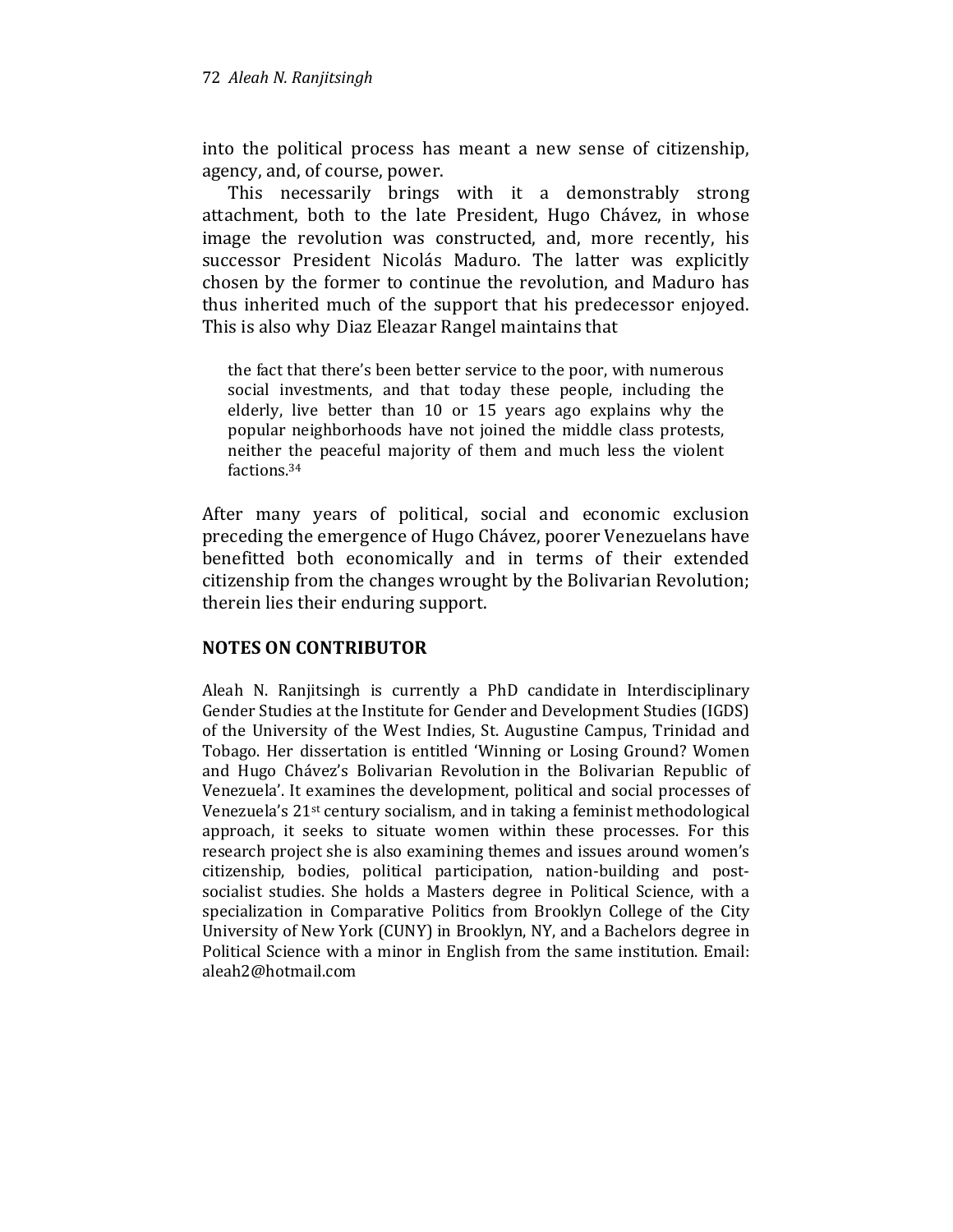into the political process has meant a new sense of citizenship, agency, and, of course, power.

This necessarily brings with it a demonstrably strong attachment, both to the late President, Hugo Chávez, in whose image the revolution was constructed, and, more recently, his successor President Nicolás Maduro. The latter was explicitly chosen by the former to continue the revolution, and Maduro has thus inherited much of the support that his predecessor enjoyed. This is also why Diaz Eleazar Rangel maintains that

> the fact that there's been better service to the poor, with numerous social investments, and that today these people, including the elderly, live better than 10 or 15 years ago explains why the popular neighborhoods have not joined the middle class protests, neither the peaceful majority of them and much less the violent factions.[34]

After many years of political, social and economic exclusion preceding the emergence of Hugo Chávez, poorer Venezuelans have benefitted both economically and in terms of their extended citizenship from the changes wrought by the Bolivarian Revolution; therein lies their enduring support.

## NOTES ON CONTRIBUTOR

Aleah N. Ranjitsingh is currently a PhD candidate in Interdisciplinary Gender Studies at the Institute for Gender and Development Studies (IGDS) of the University of the West Indies, St. Augustine Campus, Trinidad and Tobago. Her dissertation is entitled 'Winning or Losing Ground? Women and Hugo Chávez's Bolivarian Revolution in the Bolivarian Republic of Venezuela'. It examines the development, political and social processes of Venezuela's 21st century socialism, and in taking a feminist methodological approach, it seeks to situate women within these processes. For this research project she is also examining themes and issues around women's citizenship, bodies, political participation, nation-building and post-socialist studies. She holds a Masters degree in Political Science, with a specialization in Comparative Politics from Brooklyn College of the City University of New York (CUNY) in Brooklyn, NY, and a Bachelors degree in Political Science with a minor in English from the same institution. Email: aleah2@hotmail.com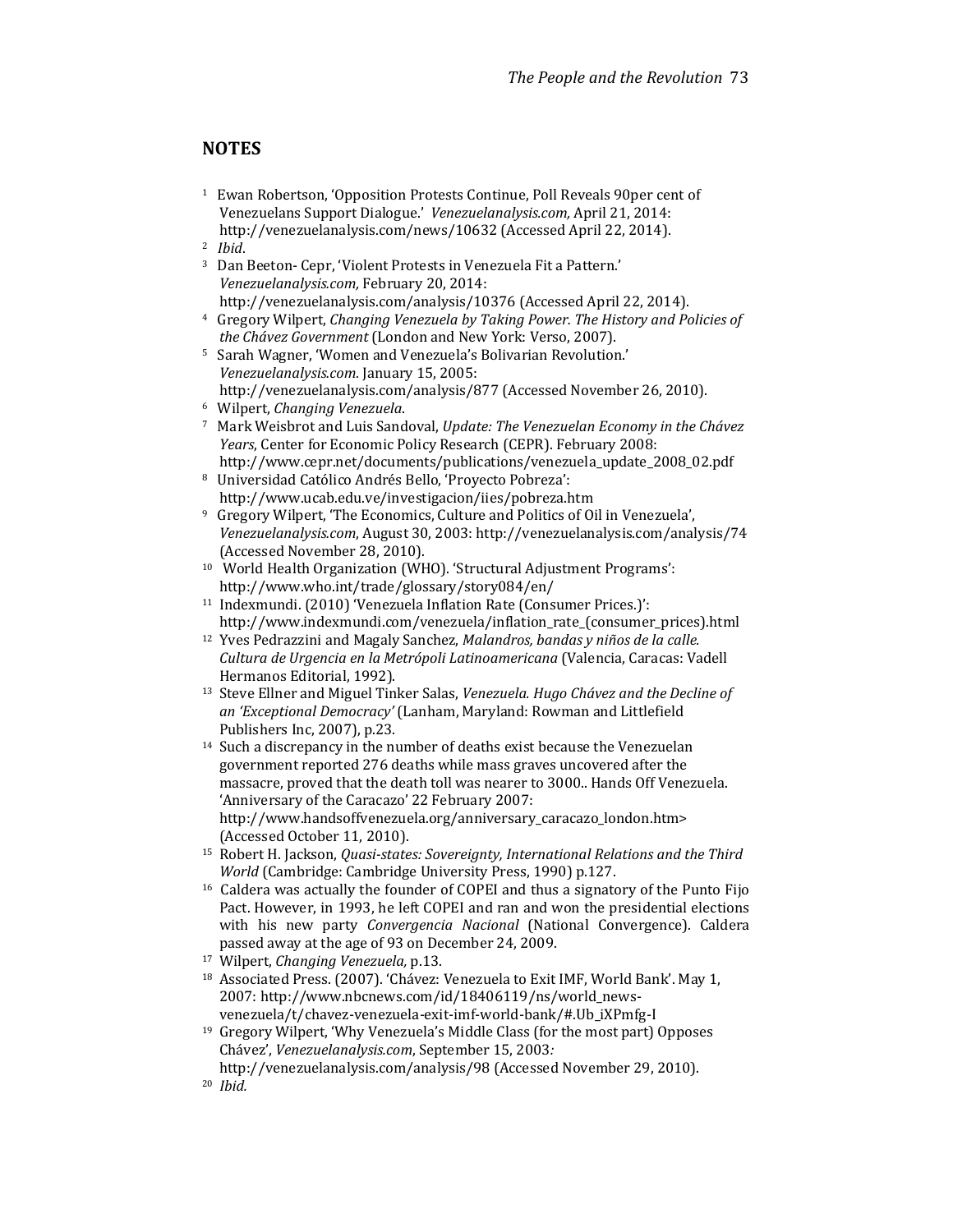## NOTES

1. Ewan Robertson, 'Opposition Protests Continue, Poll Reveals 90per cent of Venezuelans Support Dialogue.' *Venezuelanalysis.com,* April 21, 2014: http://venezuelanalysis.com/news/10632 (Accessed April 22, 2014).
2. *Ibid*.
3. Dan Beeton- Cepr, 'Violent Protests in Venezuela Fit a Pattern.' *Venezuelanalysis.com,* February 20, 2014: http://venezuelanalysis.com/analysis/10376 (Accessed April 22, 2014).
4. Gregory Wilpert, *Changing Venezuela by Taking Power. The History and Policies of the Chávez Government* (London and New York: Verso, 2007).
5. Sarah Wagner, 'Women and Venezuela's Bolivarian Revolution.' *Venezuelanalysis.com.* January 15, 2005: http://venezuelanalysis.com/analysis/877 (Accessed November 26, 2010).
6. Wilpert, *Changing Venezuela*.
7. Mark Weisbrot and Luis Sandoval, *Update: The Venezuelan Economy in the Chávez Years*, Center for Economic Policy Research (CEPR). February 2008: http://www.cepr.net/documents/publications/venezuela_update_2008_02.pdf
8. Universidad Católico Andrés Bello, 'Proyecto Pobreza': http://www.ucab.edu.ve/investigacion/iies/pobreza.htm
9. Gregory Wilpert, 'The Economics, Culture and Politics of Oil in Venezuela', *Venezuelanalysis.com*, August 30, 2003: http://venezuelanalysis.com/analysis/74 (Accessed November 28, 2010).
10. World Health Organization (WHO). 'Structural Adjustment Programs': http://www.who.int/trade/glossary/story084/en/
11. Indexmundi. (2010) 'Venezuela Inflation Rate (Consumer Prices.)': http://www.indexmundi.com/venezuela/inflation_rate_(consumer_prices).html
12. Yves Pedrazzini and Magaly Sanchez, *Malandros, bandas y niños de la calle. Cultura de Urgencia en la Metrópoli Latinoamericana* (Valencia, Caracas: Vadell Hermanos Editorial, 1992).
13. Steve Ellner and Miguel Tinker Salas, *Venezuela. Hugo Chávez and the Decline of an 'Exceptional Democracy'* (Lanham, Maryland: Rowman and Littlefield Publishers Inc, 2007), p.23.
14. Such a discrepancy in the number of deaths exist because the Venezuelan government reported 276 deaths while mass graves uncovered after the massacre, proved that the death toll was nearer to 3000.. Hands Off Venezuela. 'Anniversary of the Caracazo' 22 February 2007: http://www.handsoffvenezuela.org/anniversary_caracazo_london.htm> (Accessed October 11, 2010).
15. Robert H. Jackson, *Quasi-states: Sovereignty, International Relations and the Third World* (Cambridge: Cambridge University Press, 1990) p.127.
16. Caldera was actually the founder of COPEI and thus a signatory of the Punto Fijo Pact. However, in 1993, he left COPEI and ran and won the presidential elections with his new party *Convergencia Nacional* (National Convergence). Caldera passed away at the age of 93 on December 24, 2009.
17. Wilpert, *Changing Venezuela,* p.13.
18. Associated Press. (2007). 'Chávez: Venezuela to Exit IMF, World Bank'. May 1, 2007: http://www.nbcnews.com/id/18406119/ns/world_news-venezuela/t/chavez-venezuela-exit-imf-world-bank/#.Ub_iXPmfg-I
19. Gregory Wilpert, 'Why Venezuela's Middle Class (for the most part) Opposes Chávez', *Venezuelanalysis.com*, September 15, 2003*:* http://venezuelanalysis.com/analysis/98 (Accessed November 29, 2010).
20. *Ibid.*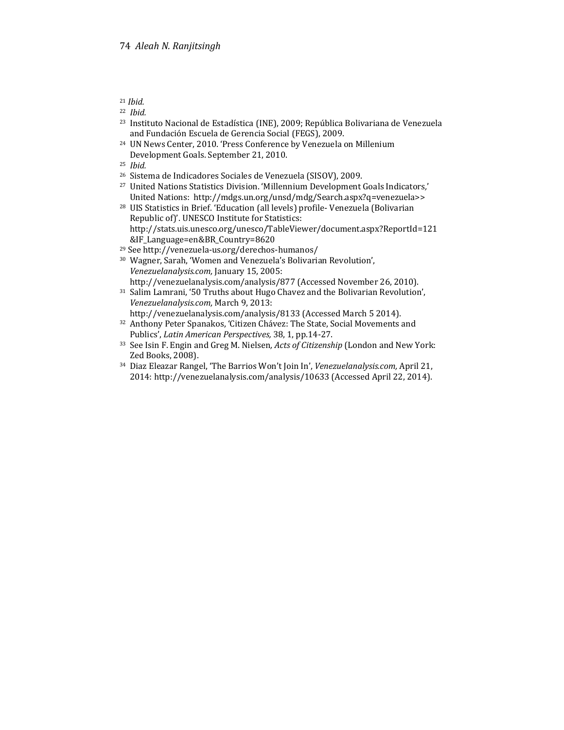[21] *Ibid.*

[22] *Ibid.*

[23] Instituto Nacional de Estadística (INE), 2009; República Bolivariana de Venezuela and Fundación Escuela de Gerencia Social (FEGS), 2009.

[24] UN News Center, 2010. 'Press Conference by Venezuela on Millenium Development Goals. September 21, 2010.

[25] *Ibid.*

[26] Sistema de Indicadores Sociales de Venezuela (SISOV), 2009.

[27] United Nations Statistics Division. 'Millennium Development Goals Indicators,' United Nations: http://mdgs.un.org/unsd/mdg/Search.aspx?q=venezuela>>

[28] UIS Statistics in Brief. 'Education (all levels) profile- Venezuela (Bolivarian Republic of)'. UNESCO Institute for Statistics: http://stats.uis.unesco.org/unesco/TableViewer/document.aspx?ReportId=121&IF_Language=en&BR_Country=8620

[29] See http://venezuela-us.org/derechos-humanos/

[30] Wagner, Sarah, 'Women and Venezuela's Bolivarian Revolution', *Venezuelanalysis.com,* January 15, 2005: http://venezuelanalysis.com/analysis/877 (Accessed November 26, 2010).

[31] Salim Lamrani, '50 Truths about Hugo Chavez and the Bolivarian Revolution', *Venezuelanalysis.com,* March 9, 2013: http://venezuelanalysis.com/analysis/8133 (Accessed March 5 2014).

[32] Anthony Peter Spanakos, 'Citizen Chávez: The State, Social Movements and Publics', *Latin American Perspectives,* 38, 1, pp.14-27.

[33] See Isin F. Engin and Greg M. Nielsen*, Acts of Citizenship* (London and New York: Zed Books, 2008).

[34] Diaz Eleazar Rangel, 'The Barrios Won't Join In', *Venezuelanalysis.com,* April 21, 2014: http://venezuelanalysis.com/analysis/10633 (Accessed April 22, 2014).